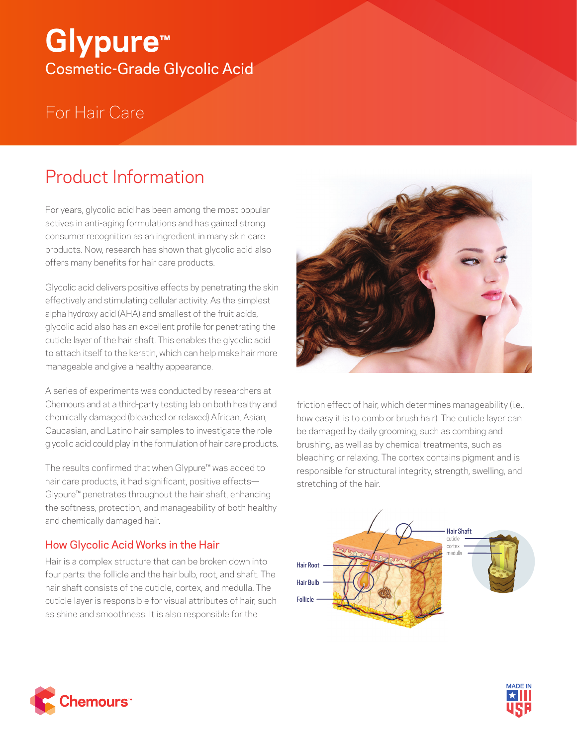# Glypure™

## Cosmetic-Grade Glycolic Acid

## For Hair Care

## Product Information

For years, glycolic acid has been among the most popular actives in anti-aging formulations and has gained strong consumer recognition as an ingredient in many skin care products. Now, research has shown that glycolic acid also offers many benefits for hair care products.

Glycolic acid delivers positive effects by penetrating the skin effectively and stimulating cellular activity. As the simplest alpha hydroxy acid (AHA) and smallest of the fruit acids, glycolic acid also has an excellent profile for penetrating the cuticle layer of the hair shaft. This enables the glycolic acid to attach itself to the keratin, which can help make hair more manageable and give a healthy appearance.

A series of experiments was conducted by researchers at Chemours and at a third-party testing lab on both healthy and chemically damaged (bleached or relaxed) African, Asian, Caucasian, and Latino hair samples to investigate the role glycolic acid could play in the formulation of hair care products.

The results confirmed that when Glypure™ was added to hair care products, it had significant, positive effects—Glypure™ penetrates throughout the hair shaft, enhancing the softness, protection, and manageability of both healthy and chemically damaged hair.

### How Glycolic Acid Works in the Hair

Hair is a complex structure that can be broken down into four parts: the follicle and the hair bulb, root, and shaft. The hair shaft consists of the cuticle, cortex, and medulla. The cuticle layer is responsible for visual attributes of hair, such as shine and smoothness. It is also responsible for the friction effect of hair, which determines manageability (i.e., how easy it is to comb or brush hair). The cuticle layer can be damaged by daily grooming, such as combing and brushing, as well as by chemical treatments, such as bleaching or relaxing. The cortex contains pigment and is responsible for structural integrity, strength, swelling, and stretching of the hair.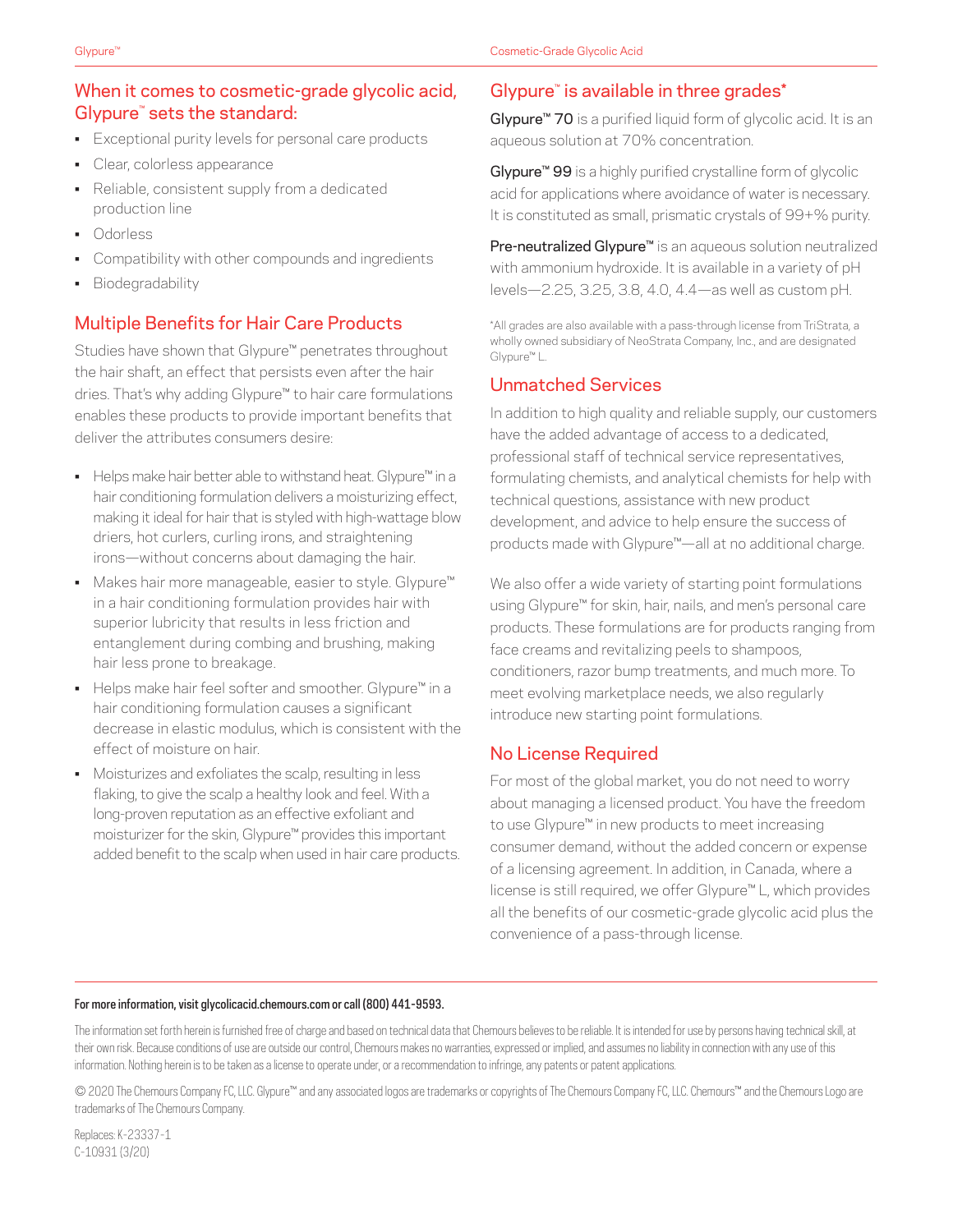## When it comes to cosmetic-grade glycolic acid, Glypure™ sets the standard:

- Exceptional purity levels for personal care products
- Clear, colorless appearance
- Reliable, consistent supply from a dedicated production line
- Odorless
- Compatibility with other compounds and ingredients
- Biodegradability

## Multiple Benefits for Hair Care Products

Studies have shown that Glypure™ penetrates throughout the hair shaft, an effect that persists even after the hair dries. That's why adding Glypure™ to hair care formulations enables these products to provide important benefits that deliver the attributes consumers desire:

- Helps make hair better able to withstand heat. Glypure™ in a hair conditioning formulation delivers a moisturizing effect, making it ideal for hair that is styled with high-wattage blow driers, hot curlers, curling irons, and straightening irons—without concerns about damaging the hair.
- Makes hair more manageable, easier to style. Glypure™ in a hair conditioning formulation provides hair with superior lubricity that results in less friction and entanglement during combing and brushing, making hair less prone to breakage.
- Helps make hair feel softer and smoother. Glypure™ in a hair conditioning formulation causes a significant decrease in elastic modulus, which is consistent with the effect of moisture on hair.
- Moisturizes and exfoliates the scalp, resulting in less flaking, to give the scalp a healthy look and feel. With a long-proven reputation as an effective exfoliant and moisturizer for the skin, Glypure™ provides this important added benefit to the scalp when used in hair care products.

## Glypure™ is available in three grades*

**Glypure™ 70** is a purified liquid form of glycolic acid. It is an aqueous solution at 70% concentration.

**Glypure™ 99** is a highly purified crystalline form of glycolic acid for applications where avoidance of water is necessary. It is constituted as small, prismatic crystals of 99+% purity.

**Pre-neutralized Glypure™** is an aqueous solution neutralized with ammonium hydroxide. It is available in a variety of pH levels—2.25, 3.25, 3.8, 4.0, 4.4—as well as custom pH.

*All grades are also available with a pass-through license from TriStrata, a wholly owned subsidiary of NeoStrata Company, Inc., and are designated Glypure™ L.

## Unmatched Services

In addition to high quality and reliable supply, our customers have the added advantage of access to a dedicated, professional staff of technical service representatives, formulating chemists, and analytical chemists for help with technical questions, assistance with new product development, and advice to help ensure the success of products made with Glypure™—all at no additional charge.

We also offer a wide variety of starting point formulations using Glypure™ for skin, hair, nails, and men's personal care products. These formulations are for products ranging from face creams and revitalizing peels to shampoos, conditioners, razor bump treatments, and much more. To meet evolving marketplace needs, we also regularly introduce new starting point formulations.

## No License Required

For most of the global market, you do not need to worry about managing a licensed product. You have the freedom to use Glypure™ in new products to meet increasing consumer demand, without the added concern or expense of a licensing agreement. In addition, in Canada, where a license is still required, we offer Glypure™ L, which provides all the benefits of our cosmetic-grade glycolic acid plus the convenience of a pass-through license.

**For more information, visit glycolicacid.chemours.com or call (800) 441-9593.**

The information set forth herein is furnished free of charge and based on technical data that Chemours believes to be reliable. It is intended for use by persons having technical skill, at their own risk. Because conditions of use are outside our control, Chemours makes no warranties, expressed or implied, and assumes no liability in connection with any use of this information. Nothing herein is to be taken as a license to operate under, or a recommendation to infringe, any patents or patent applications.

© 2020 The Chemours Company FC, LLC. Glypure™ and any associated logos are trademarks or copyrights of The Chemours Company FC, LLC. Chemours™ and the Chemours Logo are trademarks of The Chemours Company.

Replaces: K-23337-1
C-10931 (3/20)